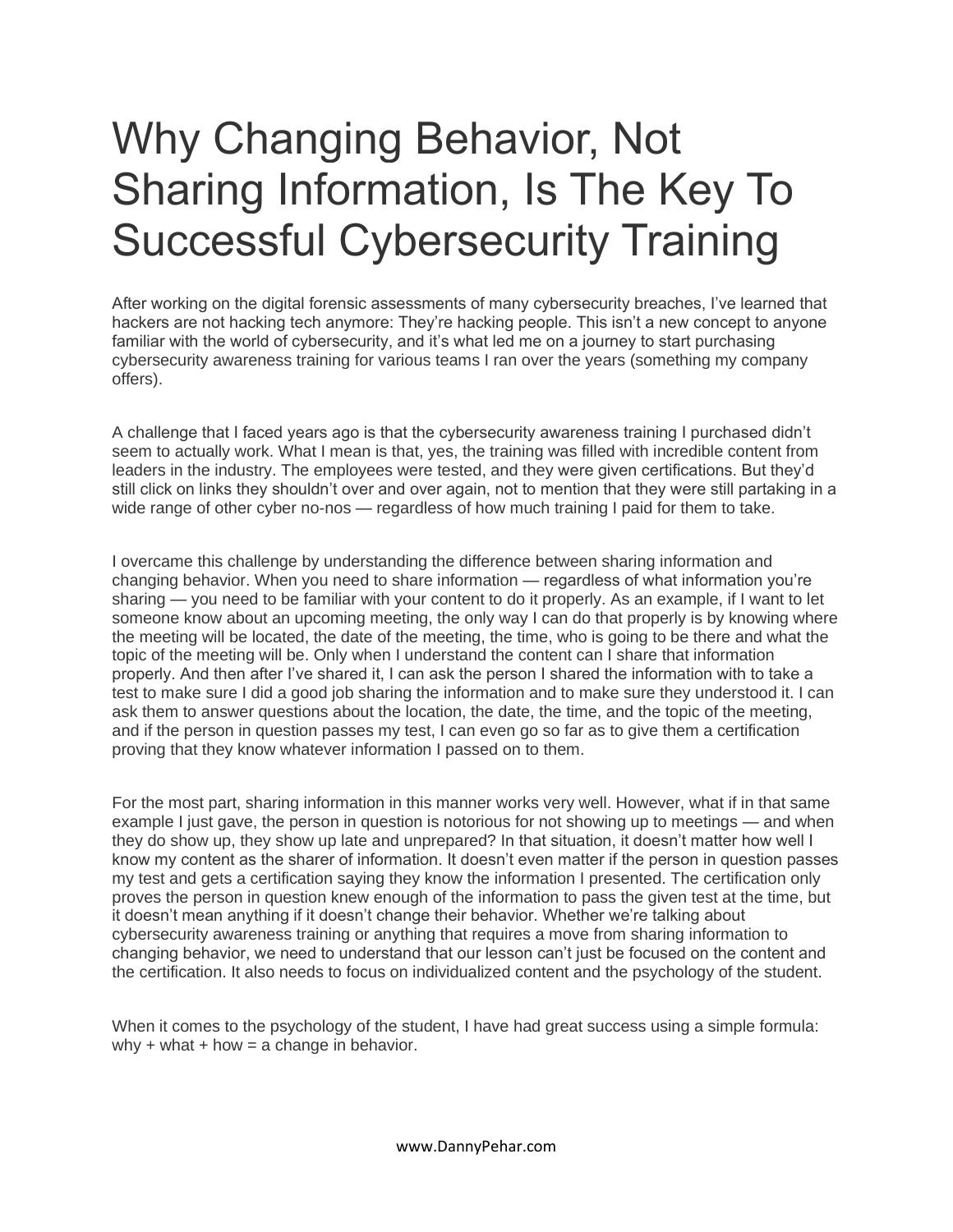# Why Changing Behavior, Not Sharing Information, Is The Key To Successful Cybersecurity Training

After working on the digital forensic assessments of many cybersecurity breaches, I've learned that hackers are not hacking tech anymore: They're hacking people. This isn't a new concept to anyone familiar with the world of cybersecurity, and it's what led me on a journey to start purchasing cybersecurity awareness training for various teams I ran over the years (something my company offers).

A challenge that I faced years ago is that the cybersecurity awareness training I purchased didn't seem to actually work. What I mean is that, yes, the training was filled with incredible content from leaders in the industry. The employees were tested, and they were given certifications. But they'd still click on links they shouldn't over and over again, not to mention that they were still partaking in a wide range of other cyber no-nos — regardless of how much training I paid for them to take.

I overcame this challenge by understanding the difference between sharing information and changing behavior. When you need to share information — regardless of what information you're sharing — you need to be familiar with your content to do it properly. As an example, if I want to let someone know about an upcoming meeting, the only way I can do that properly is by knowing where the meeting will be located, the date of the meeting, the time, who is going to be there and what the topic of the meeting will be. Only when I understand the content can I share that information properly. And then after I've shared it, I can ask the person I shared the information with to take a test to make sure I did a good job sharing the information and to make sure they understood it. I can ask them to answer questions about the location, the date, the time, and the topic of the meeting, and if the person in question passes my test, I can even go so far as to give them a certification proving that they know whatever information I passed on to them.

For the most part, sharing information in this manner works very well. However, what if in that same example I just gave, the person in question is notorious for not showing up to meetings — and when they do show up, they show up late and unprepared? In that situation, it doesn't matter how well I know my content as the sharer of information. It doesn't even matter if the person in question passes my test and gets a certification saying they know the information I presented. The certification only proves the person in question knew enough of the information to pass the given test at the time, but it doesn't mean anything if it doesn't change their behavior. Whether we're talking about cybersecurity awareness training or anything that requires a move from sharing information to changing behavior, we need to understand that our lesson can't just be focused on the content and the certification. It also needs to focus on individualized content and the psychology of the student.

When it comes to the psychology of the student, I have had great success using a simple formula: why + what + how = a change in behavior.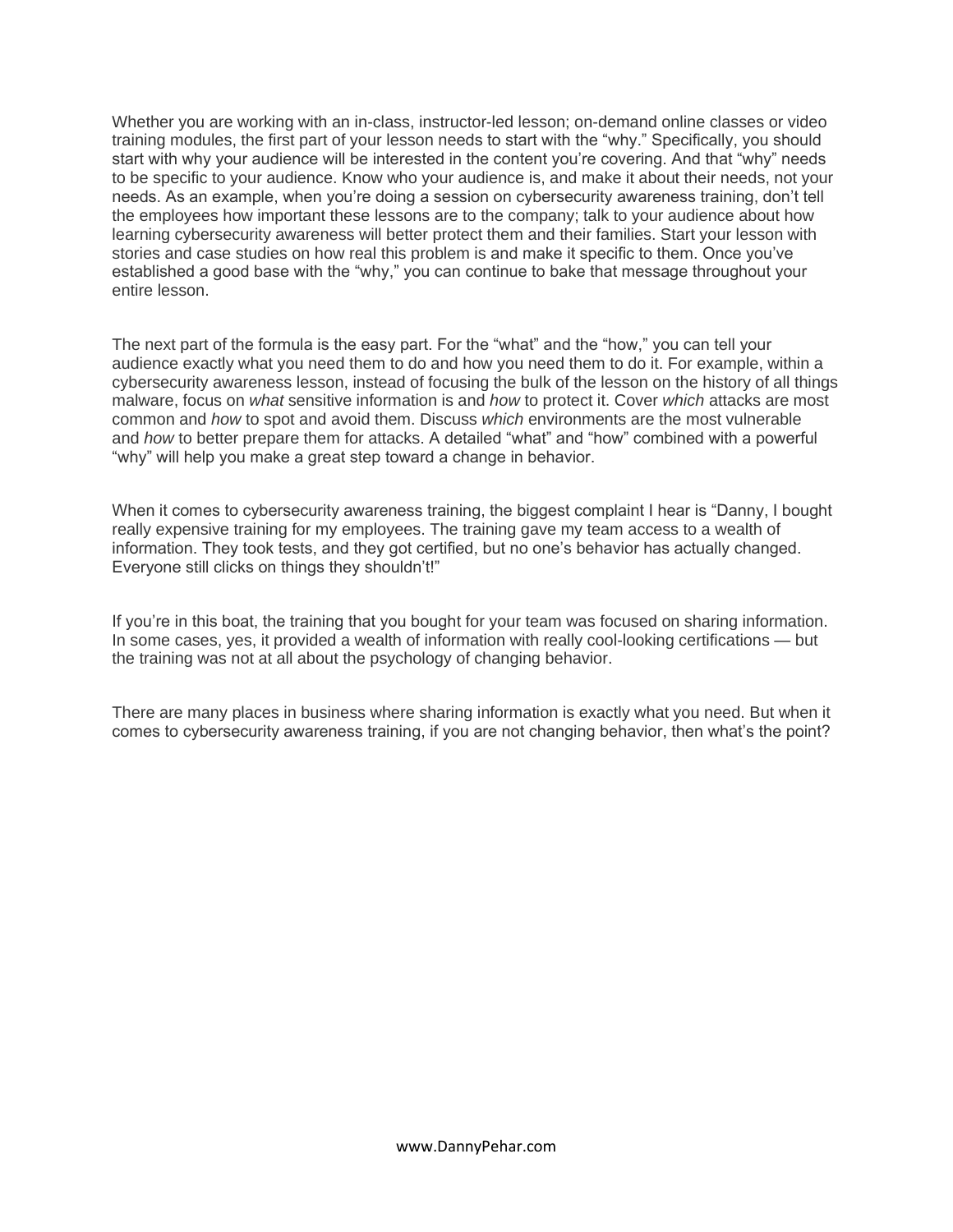Whether you are working with an in-class, instructor-led lesson; on-demand online classes or video training modules, the first part of your lesson needs to start with the "why." Specifically, you should start with why your audience will be interested in the content you're covering. And that "why" needs to be specific to your audience. Know who your audience is, and make it about their needs, not your needs. As an example, when you're doing a session on cybersecurity awareness training, don't tell the employees how important these lessons are to the company; talk to your audience about how learning cybersecurity awareness will better protect them and their families. Start your lesson with stories and case studies on how real this problem is and make it specific to them. Once you've established a good base with the "why," you can continue to bake that message throughout your entire lesson.

The next part of the formula is the easy part. For the "what" and the "how," you can tell your audience exactly what you need them to do and how you need them to do it. For example, within a cybersecurity awareness lesson, instead of focusing the bulk of the lesson on the history of all things malware, focus on *what* sensitive information is and *how* to protect it. Cover *which* attacks are most common and *how* to spot and avoid them. Discuss *which* environments are the most vulnerable and *how* to better prepare them for attacks. A detailed "what" and "how" combined with a powerful "why" will help you make a great step toward a change in behavior.

When it comes to cybersecurity awareness training, the biggest complaint I hear is "Danny, I bought really expensive training for my employees. The training gave my team access to a wealth of information. They took tests, and they got certified, but no one's behavior has actually changed. Everyone still clicks on things they shouldn't!"

If you're in this boat, the training that you bought for your team was focused on sharing information. In some cases, yes, it provided a wealth of information with really cool-looking certifications — but the training was not at all about the psychology of changing behavior.

There are many places in business where sharing information is exactly what you need. But when it comes to cybersecurity awareness training, if you are not changing behavior, then what's the point?